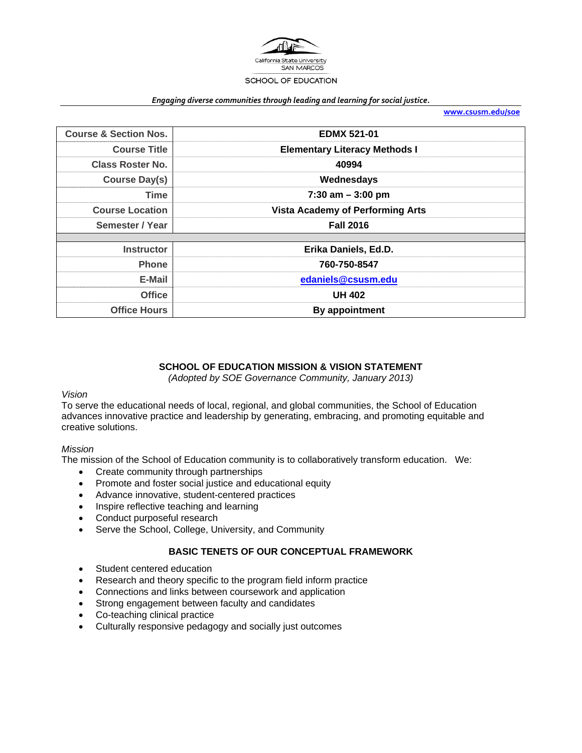California State University SAN MARCOS

SCHOOL OF EDUCATION

*Engaging diverse communities through leading and learning for social justice.*

www.csusm.edu/soe

| Course & Section Nos. | EDMX 521-01 |
|---|---|
| Course Title | Elementary Literacy Methods I |
| Class Roster No. | 40994 |
| Course Day(s) | Wednesdays |
| Time | 7:30 am – 3:00 pm |
| Course Location | Vista Academy of Performing Arts |
| Semester / Year | Fall 2016 |
| | |
| Instructor | Erika Daniels, Ed.D. |
| Phone | 760-750-8547 |
| E-Mail | edaniels@csusm.edu |
| Office | UH 402 |
| Office Hours | By appointment |

## SCHOOL OF EDUCATION MISSION & VISION STATEMENT

*(Adopted by SOE Governance Community, January 2013)*

*Vision*

To serve the educational needs of local, regional, and global communities, the School of Education advances innovative practice and leadership by generating, embracing, and promoting equitable and creative solutions.

*Mission*

The mission of the School of Education community is to collaboratively transform education. We:

- Create community through partnerships
- Promote and foster social justice and educational equity
- Advance innovative, student-centered practices
- Inspire reflective teaching and learning
- Conduct purposeful research
- Serve the School, College, University, and Community

## BASIC TENETS OF OUR CONCEPTUAL FRAMEWORK

- Student centered education
- Research and theory specific to the program field inform practice
- Connections and links between coursework and application
- Strong engagement between faculty and candidates
- Co-teaching clinical practice
- Culturally responsive pedagogy and socially just outcomes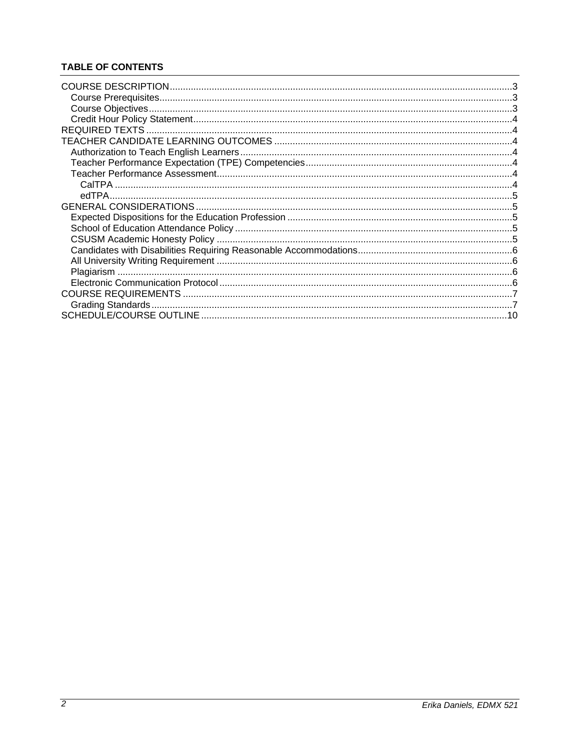**TABLE OF CONTENTS**

COURSE DESCRIPTION....3
- Course Prerequisites....3
- Course Objectives....3
- Credit Hour Policy Statement....4

REQUIRED TEXTS....4

TEACHER CANDIDATE LEARNING OUTCOMES....4
- Authorization to Teach English Learners....4
- Teacher Performance Expectation (TPE) Competencies....4
- Teacher Performance Assessment....4
  - CalTPA....4
  - edTPA....5

GENERAL CONSIDERATIONS....5
- Expected Dispositions for the Education Profession....5
- School of Education Attendance Policy....5
- CSUSM Academic Honesty Policy....5
- Candidates with Disabilities Requiring Reasonable Accommodations....6
- All University Writing Requirement....6
- Plagiarism....6
- Electronic Communication Protocol....6

COURSE REQUIREMENTS....7
- Grading Standards....7

SCHEDULE/COURSE OUTLINE....10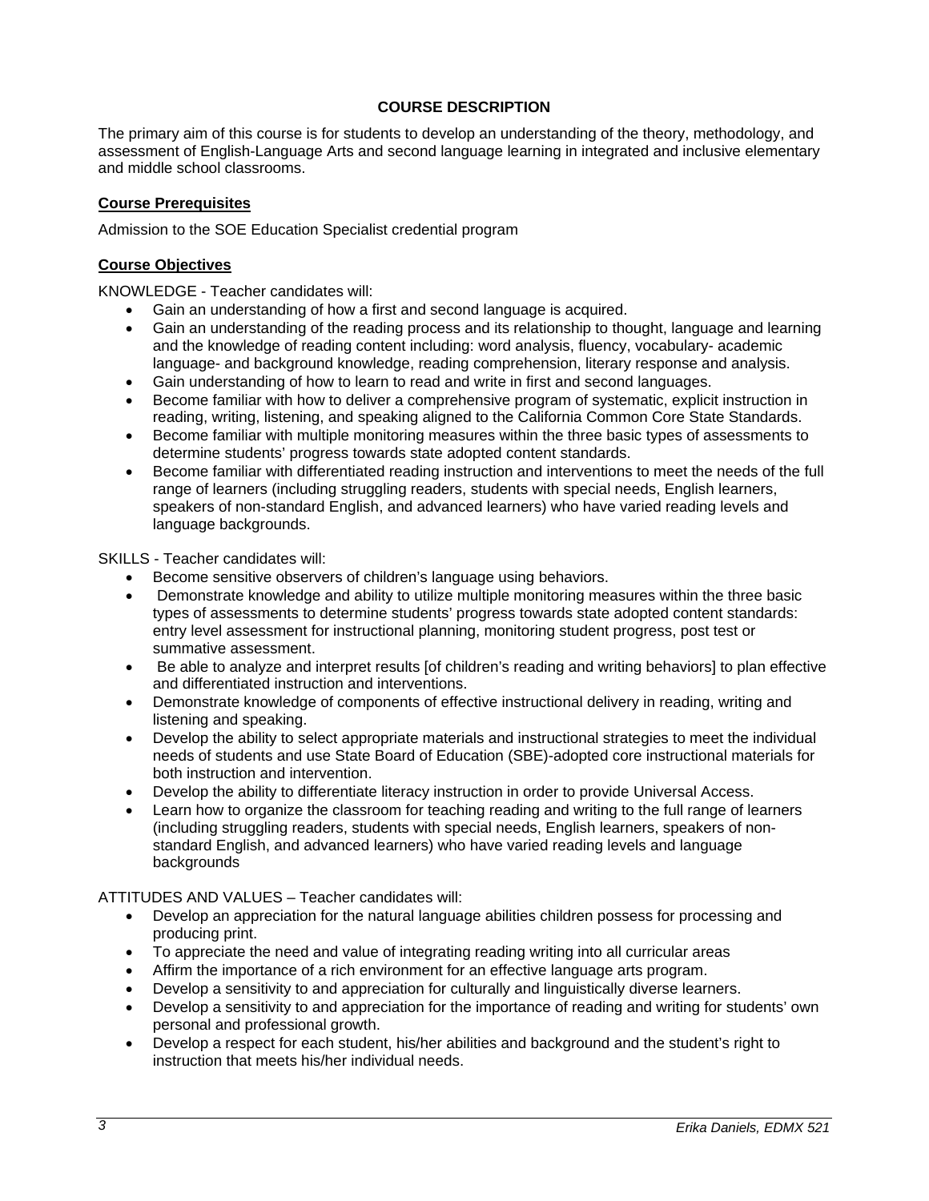## COURSE DESCRIPTION

The primary aim of this course is for students to develop an understanding of the theory, methodology, and assessment of English-Language Arts and second language learning in integrated and inclusive elementary and middle school classrooms.

### Course Prerequisites

Admission to the SOE Education Specialist credential program

### Course Objectives

KNOWLEDGE - Teacher candidates will:

- Gain an understanding of how a first and second language is acquired.
- Gain an understanding of the reading process and its relationship to thought, language and learning and the knowledge of reading content including: word analysis, fluency, vocabulary- academic language- and background knowledge, reading comprehension, literary response and analysis.
- Gain understanding of how to learn to read and write in first and second languages.
- Become familiar with how to deliver a comprehensive program of systematic, explicit instruction in reading, writing, listening, and speaking aligned to the California Common Core State Standards.
- Become familiar with multiple monitoring measures within the three basic types of assessments to determine students' progress towards state adopted content standards.
- Become familiar with differentiated reading instruction and interventions to meet the needs of the full range of learners (including struggling readers, students with special needs, English learners, speakers of non-standard English, and advanced learners) who have varied reading levels and language backgrounds.

SKILLS - Teacher candidates will:

- Become sensitive observers of children's language using behaviors.
- Demonstrate knowledge and ability to utilize multiple monitoring measures within the three basic types of assessments to determine students' progress towards state adopted content standards: entry level assessment for instructional planning, monitoring student progress, post test or summative assessment.
- Be able to analyze and interpret results [of children's reading and writing behaviors] to plan effective and differentiated instruction and interventions.
- Demonstrate knowledge of components of effective instructional delivery in reading, writing and listening and speaking.
- Develop the ability to select appropriate materials and instructional strategies to meet the individual needs of students and use State Board of Education (SBE)-adopted core instructional materials for both instruction and intervention.
- Develop the ability to differentiate literacy instruction in order to provide Universal Access.
- Learn how to organize the classroom for teaching reading and writing to the full range of learners (including struggling readers, students with special needs, English learners, speakers of non-standard English, and advanced learners) who have varied reading levels and language backgrounds

ATTITUDES AND VALUES – Teacher candidates will:

- Develop an appreciation for the natural language abilities children possess for processing and producing print.
- To appreciate the need and value of integrating reading writing into all curricular areas
- Affirm the importance of a rich environment for an effective language arts program.
- Develop a sensitivity to and appreciation for culturally and linguistically diverse learners.
- Develop a sensitivity to and appreciation for the importance of reading and writing for students' own personal and professional growth.
- Develop a respect for each student, his/her abilities and background and the student's right to instruction that meets his/her individual needs.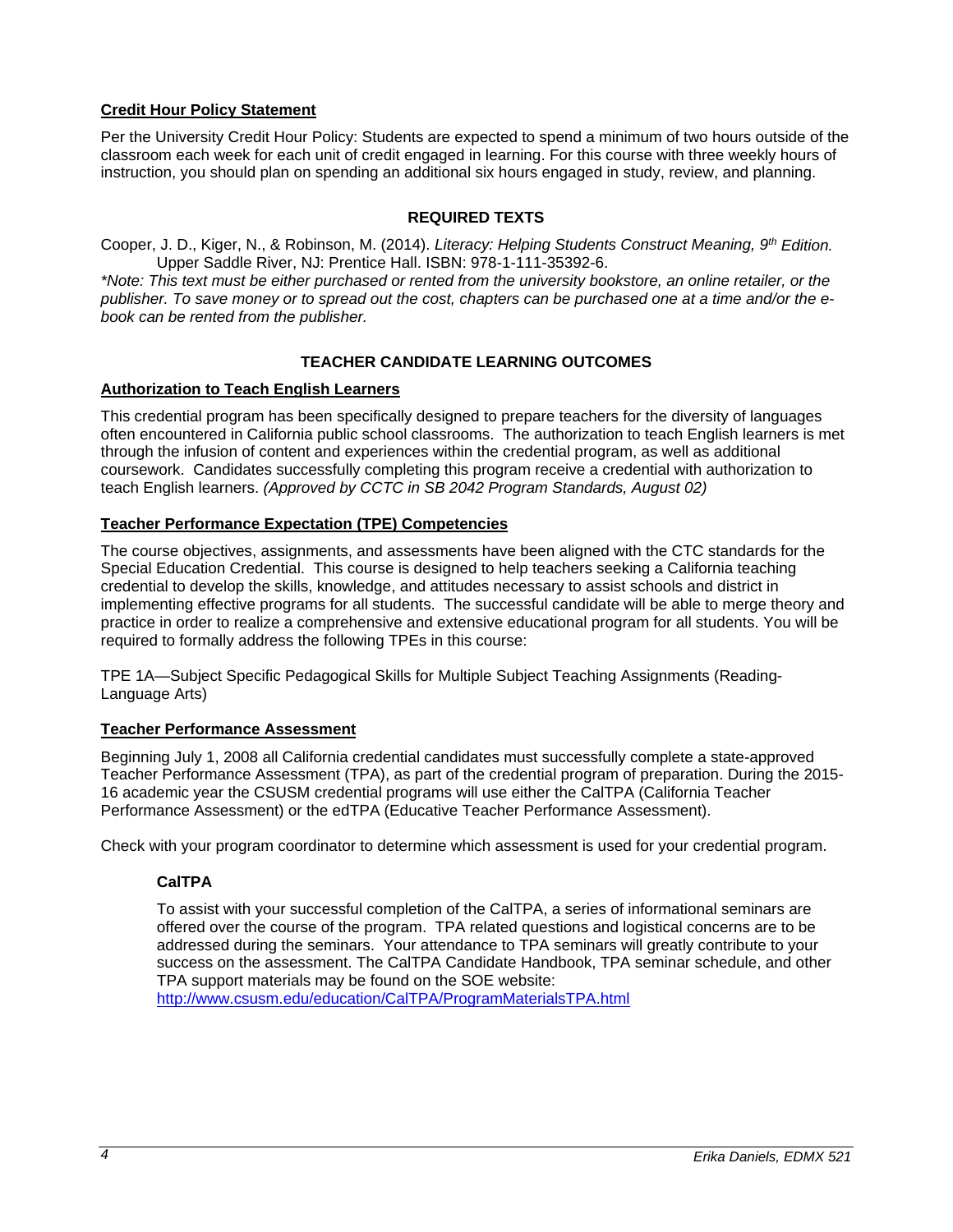**Credit Hour Policy Statement**

Per the University Credit Hour Policy: Students are expected to spend a minimum of two hours outside of the classroom each week for each unit of credit engaged in learning. For this course with three weekly hours of instruction, you should plan on spending an additional six hours engaged in study, review, and planning.

## REQUIRED TEXTS

Cooper, J. D., Kiger, N., & Robinson, M. (2014). *Literacy: Helping Students Construct Meaning, 9th Edition.* Upper Saddle River, NJ: Prentice Hall. ISBN: 978-1-111-35392-6.

*\*Note: This text must be either purchased or rented from the university bookstore, an online retailer, or the publisher. To save money or to spread out the cost, chapters can be purchased one at a time and/or the e-book can be rented from the publisher.*

## TEACHER CANDIDATE LEARNING OUTCOMES

**Authorization to Teach English Learners**

This credential program has been specifically designed to prepare teachers for the diversity of languages often encountered in California public school classrooms. The authorization to teach English learners is met through the infusion of content and experiences within the credential program, as well as additional coursework. Candidates successfully completing this program receive a credential with authorization to teach English learners. *(Approved by CCTC in SB 2042 Program Standards, August 02)*

**Teacher Performance Expectation (TPE) Competencies**

The course objectives, assignments, and assessments have been aligned with the CTC standards for the Special Education Credential. This course is designed to help teachers seeking a California teaching credential to develop the skills, knowledge, and attitudes necessary to assist schools and district in implementing effective programs for all students. The successful candidate will be able to merge theory and practice in order to realize a comprehensive and extensive educational program for all students. You will be required to formally address the following TPEs in this course:

TPE 1A—Subject Specific Pedagogical Skills for Multiple Subject Teaching Assignments (Reading-Language Arts)

**Teacher Performance Assessment**

Beginning July 1, 2008 all California credential candidates must successfully complete a state-approved Teacher Performance Assessment (TPA), as part of the credential program of preparation. During the 2015-16 academic year the CSUSM credential programs will use either the CalTPA (California Teacher Performance Assessment) or the edTPA (Educative Teacher Performance Assessment).

Check with your program coordinator to determine which assessment is used for your credential program.

### CalTPA

To assist with your successful completion of the CalTPA, a series of informational seminars are offered over the course of the program. TPA related questions and logistical concerns are to be addressed during the seminars. Your attendance to TPA seminars will greatly contribute to your success on the assessment. The CalTPA Candidate Handbook, TPA seminar schedule, and other TPA support materials may be found on the SOE website: http://www.csusm.edu/education/CalTPA/ProgramMaterialsTPA.html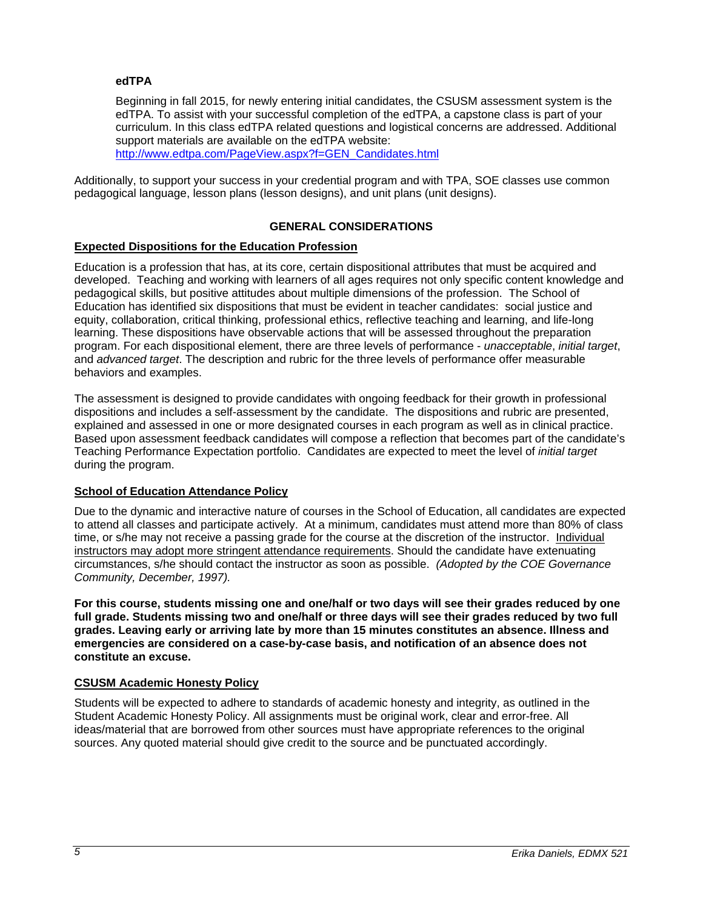### edTPA

Beginning in fall 2015, for newly entering initial candidates, the CSUSM assessment system is the edTPA. To assist with your successful completion of the edTPA, a capstone class is part of your curriculum. In this class edTPA related questions and logistical concerns are addressed. Additional support materials are available on the edTPA website: http://www.edtpa.com/PageView.aspx?f=GEN_Candidates.html

Additionally, to support your success in your credential program and with TPA, SOE classes use common pedagogical language, lesson plans (lesson designs), and unit plans (unit designs).

## GENERAL CONSIDERATIONS

### Expected Dispositions for the Education Profession

Education is a profession that has, at its core, certain dispositional attributes that must be acquired and developed. Teaching and working with learners of all ages requires not only specific content knowledge and pedagogical skills, but positive attitudes about multiple dimensions of the profession. The School of Education has identified six dispositions that must be evident in teacher candidates: social justice and equity, collaboration, critical thinking, professional ethics, reflective teaching and learning, and life-long learning. These dispositions have observable actions that will be assessed throughout the preparation program. For each dispositional element, there are three levels of performance - *unacceptable*, *initial target*, and *advanced target*. The description and rubric for the three levels of performance offer measurable behaviors and examples.

The assessment is designed to provide candidates with ongoing feedback for their growth in professional dispositions and includes a self-assessment by the candidate. The dispositions and rubric are presented, explained and assessed in one or more designated courses in each program as well as in clinical practice. Based upon assessment feedback candidates will compose a reflection that becomes part of the candidate's Teaching Performance Expectation portfolio. Candidates are expected to meet the level of *initial target* during the program.

### School of Education Attendance Policy

Due to the dynamic and interactive nature of courses in the School of Education, all candidates are expected to attend all classes and participate actively. At a minimum, candidates must attend more than 80% of class time, or s/he may not receive a passing grade for the course at the discretion of the instructor. Individual instructors may adopt more stringent attendance requirements. Should the candidate have extenuating circumstances, s/he should contact the instructor as soon as possible. *(Adopted by the COE Governance Community, December, 1997).*

**For this course, students missing one and one/half or two days will see their grades reduced by one full grade. Students missing two and one/half or three days will see their grades reduced by two full grades. Leaving early or arriving late by more than 15 minutes constitutes an absence. Illness and emergencies are considered on a case-by-case basis, and notification of an absence does not constitute an excuse.**

### CSUSM Academic Honesty Policy

Students will be expected to adhere to standards of academic honesty and integrity, as outlined in the Student Academic Honesty Policy. All assignments must be original work, clear and error-free. All ideas/material that are borrowed from other sources must have appropriate references to the original sources. Any quoted material should give credit to the source and be punctuated accordingly.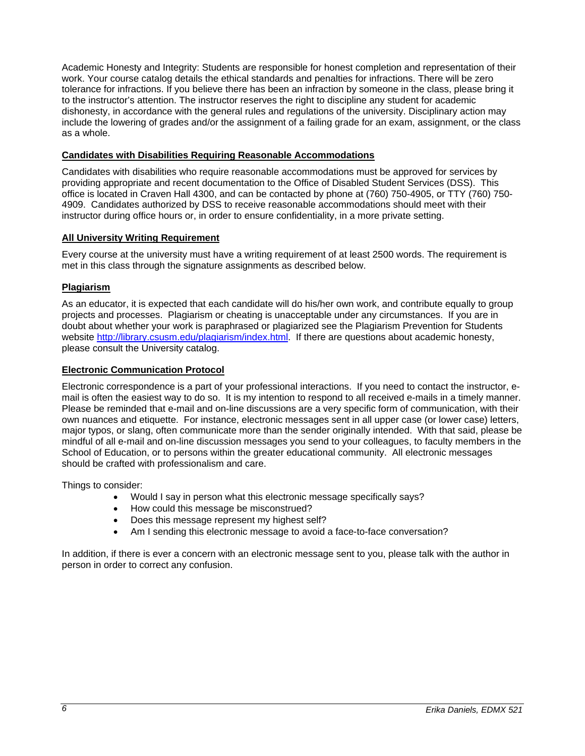Academic Honesty and Integrity: Students are responsible for honest completion and representation of their work. Your course catalog details the ethical standards and penalties for infractions. There will be zero tolerance for infractions. If you believe there has been an infraction by someone in the class, please bring it to the instructor's attention. The instructor reserves the right to discipline any student for academic dishonesty, in accordance with the general rules and regulations of the university. Disciplinary action may include the lowering of grades and/or the assignment of a failing grade for an exam, assignment, or the class as a whole.

### Candidates with Disabilities Requiring Reasonable Accommodations

Candidates with disabilities who require reasonable accommodations must be approved for services by providing appropriate and recent documentation to the Office of Disabled Student Services (DSS). This office is located in Craven Hall 4300, and can be contacted by phone at (760) 750-4905, or TTY (760) 750-4909. Candidates authorized by DSS to receive reasonable accommodations should meet with their instructor during office hours or, in order to ensure confidentiality, in a more private setting.

### All University Writing Requirement

Every course at the university must have a writing requirement of at least 2500 words. The requirement is met in this class through the signature assignments as described below.

### Plagiarism

As an educator, it is expected that each candidate will do his/her own work, and contribute equally to group projects and processes. Plagiarism or cheating is unacceptable under any circumstances. If you are in doubt about whether your work is paraphrased or plagiarized see the Plagiarism Prevention for Students website http://library.csusm.edu/plagiarism/index.html. If there are questions about academic honesty, please consult the University catalog.

### Electronic Communication Protocol

Electronic correspondence is a part of your professional interactions. If you need to contact the instructor, e-mail is often the easiest way to do so. It is my intention to respond to all received e-mails in a timely manner. Please be reminded that e-mail and on-line discussions are a very specific form of communication, with their own nuances and etiquette. For instance, electronic messages sent in all upper case (or lower case) letters, major typos, or slang, often communicate more than the sender originally intended. With that said, please be mindful of all e-mail and on-line discussion messages you send to your colleagues, to faculty members in the School of Education, or to persons within the greater educational community. All electronic messages should be crafted with professionalism and care.

Things to consider:

- Would I say in person what this electronic message specifically says?
- How could this message be misconstrued?
- Does this message represent my highest self?
- Am I sending this electronic message to avoid a face-to-face conversation?

In addition, if there is ever a concern with an electronic message sent to you, please talk with the author in person in order to correct any confusion.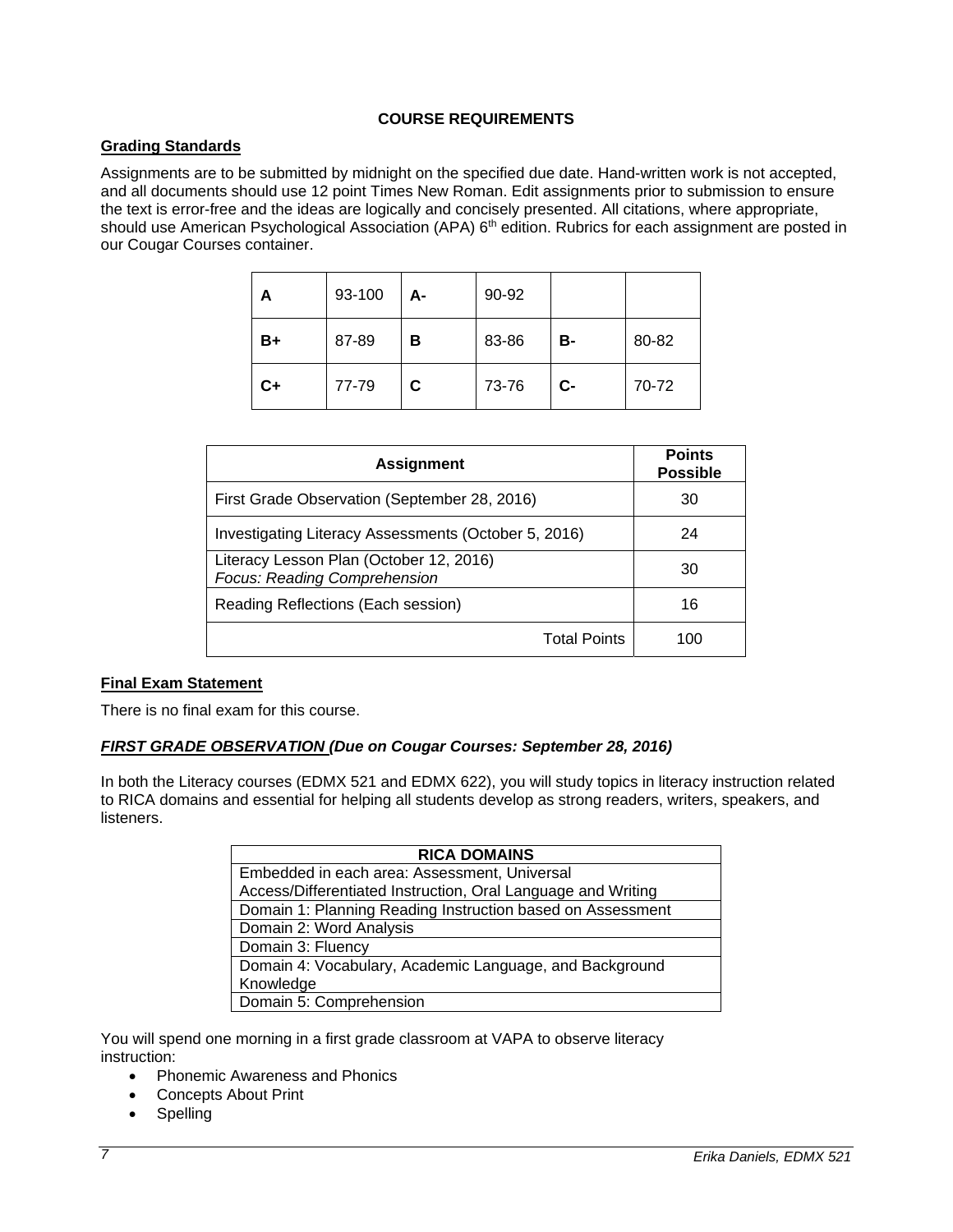## COURSE REQUIREMENTS

### Grading Standards

Assignments are to be submitted by midnight on the specified due date. Hand-written work is not accepted, and all documents should use 12 point Times New Roman. Edit assignments prior to submission to ensure the text is error-free and the ideas are logically and concisely presented. All citations, where appropriate, should use American Psychological Association (APA) 6th edition. Rubrics for each assignment are posted in our Cougar Courses container.

| **A** | 93-100 | **A-** | 90-92 | | |
|---|---|---|---|---|---|
| **B+** | 87-89 | **B** | 83-86 | **B-** | 80-82 |
| **C+** | 77-79 | **C** | 73-76 | **C-** | 70-72 |

| **Assignment** | **Points Possible** |
|---|---|
| First Grade Observation (September 28, 2016) | 30 |
| Investigating Literacy Assessments (October 5, 2016) | 24 |
| Literacy Lesson Plan (October 12, 2016) *Focus: Reading Comprehension* | 30 |
| Reading Reflections (Each session) | 16 |
| Total Points | 100 |

### Final Exam Statement

There is no final exam for this course.

### ***FIRST GRADE OBSERVATION (Due on Cougar Courses: September 28, 2016)***

In both the Literacy courses (EDMX 521 and EDMX 622), you will study topics in literacy instruction related to RICA domains and essential for helping all students develop as strong readers, writers, speakers, and listeners.

| **RICA DOMAINS** |
|---|
| Embedded in each area: Assessment, Universal Access/Differentiated Instruction, Oral Language and Writing |
| Domain 1: Planning Reading Instruction based on Assessment |
| Domain 2: Word Analysis |
| Domain 3: Fluency |
| Domain 4: Vocabulary, Academic Language, and Background Knowledge |
| Domain 5: Comprehension |

You will spend one morning in a first grade classroom at VAPA to observe literacy instruction:

- Phonemic Awareness and Phonics
- Concepts About Print
- Spelling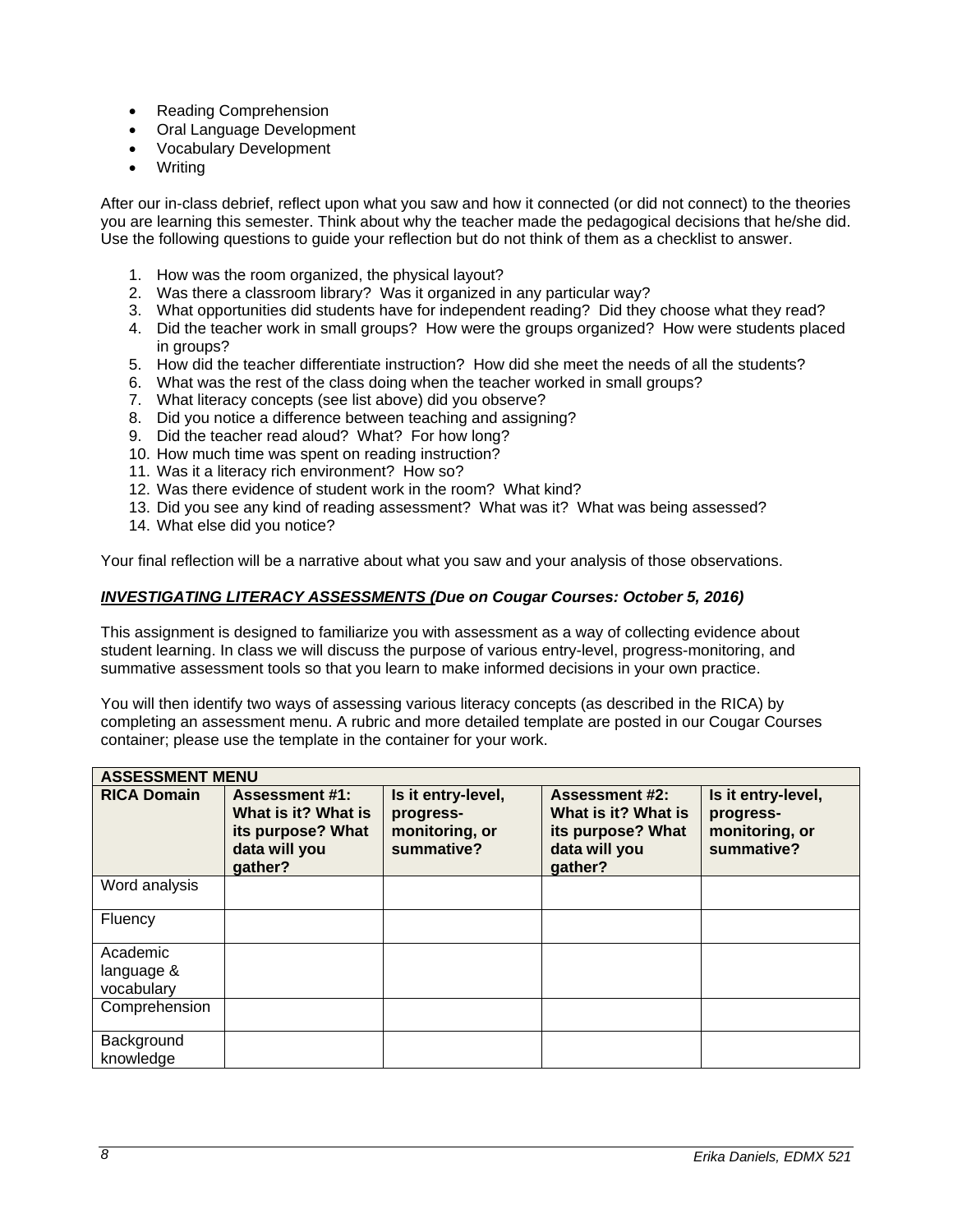- Reading Comprehension
- Oral Language Development
- Vocabulary Development
- Writing

After our in-class debrief, reflect upon what you saw and how it connected (or did not connect) to the theories you are learning this semester. Think about why the teacher made the pedagogical decisions that he/she did. Use the following questions to guide your reflection but do not think of them as a checklist to answer.

1. How was the room organized, the physical layout?
2. Was there a classroom library? Was it organized in any particular way?
3. What opportunities did students have for independent reading? Did they choose what they read?
4. Did the teacher work in small groups? How were the groups organized? How were students placed in groups?
5. How did the teacher differentiate instruction? How did she meet the needs of all the students?
6. What was the rest of the class doing when the teacher worked in small groups?
7. What literacy concepts (see list above) did you observe?
8. Did you notice a difference between teaching and assigning?
9. Did the teacher read aloud? What? For how long?
10. How much time was spent on reading instruction?
11. Was it a literacy rich environment? How so?
12. Was there evidence of student work in the room? What kind?
13. Did you see any kind of reading assessment? What was it? What was being assessed?
14. What else did you notice?

Your final reflection will be a narrative about what you saw and your analysis of those observations.

***INVESTIGATING LITERACY ASSESSMENTS (Due on Cougar Courses: October 5, 2016)***

This assignment is designed to familiarize you with assessment as a way of collecting evidence about student learning. In class we will discuss the purpose of various entry-level, progress-monitoring, and summative assessment tools so that you learn to make informed decisions in your own practice.

You will then identify two ways of assessing various literacy concepts (as described in the RICA) by completing an assessment menu. A rubric and more detailed template are posted in our Cougar Courses container; please use the template in the container for your work.

| **ASSESSMENT MENU** | | | | |
|---|---|---|---|---|
| **RICA Domain** | **Assessment #1: What is it? What is its purpose? What data will you gather?** | **Is it entry-level, progress-monitoring, or summative?** | **Assessment #2: What is it? What is its purpose? What data will you gather?** | **Is it entry-level, progress-monitoring, or summative?** |
| Word analysis | | | | |
| Fluency | | | | |
| Academic language & vocabulary | | | | |
| Comprehension | | | | |
| Background knowledge | | | | |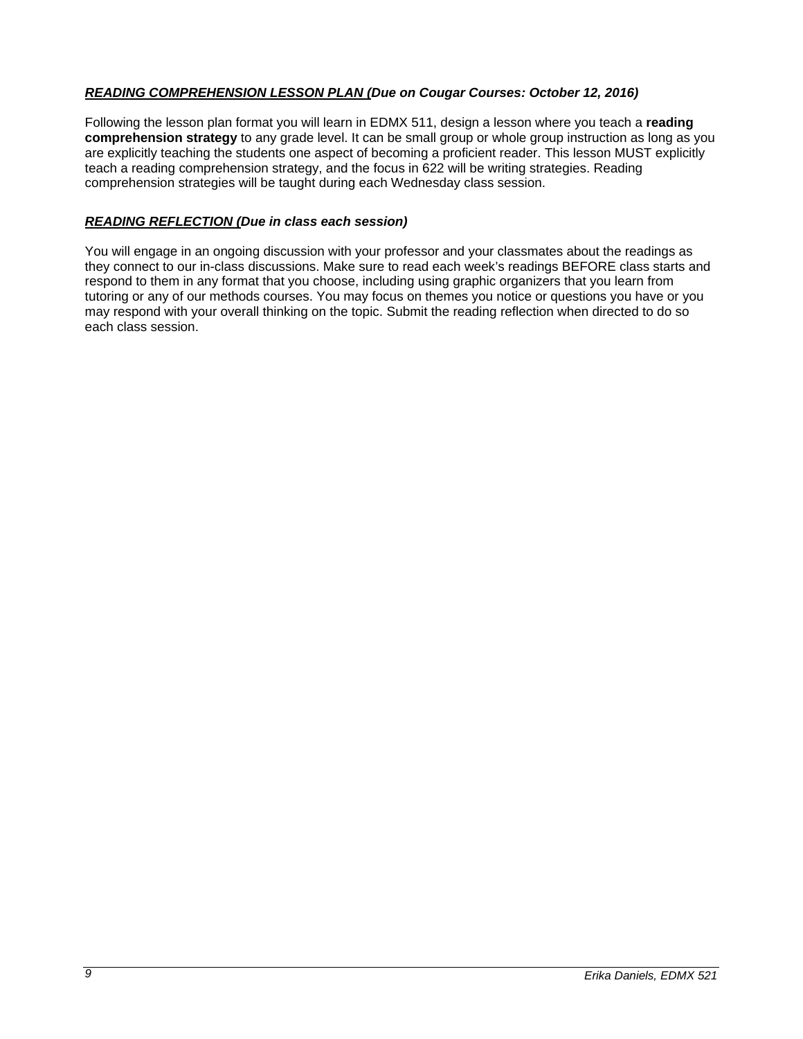### ***READING COMPREHENSION LESSON PLAN (Due on Cougar Courses: October 12, 2016)***

Following the lesson plan format you will learn in EDMX 511, design a lesson where you teach a **reading comprehension strategy** to any grade level. It can be small group or whole group instruction as long as you are explicitly teaching the students one aspect of becoming a proficient reader. This lesson MUST explicitly teach a reading comprehension strategy, and the focus in 622 will be writing strategies. Reading comprehension strategies will be taught during each Wednesday class session.

### ***READING REFLECTION (Due in class each session)***

You will engage in an ongoing discussion with your professor and your classmates about the readings as they connect to our in-class discussions. Make sure to read each week's readings BEFORE class starts and respond to them in any format that you choose, including using graphic organizers that you learn from tutoring or any of our methods courses. You may focus on themes you notice or questions you have or you may respond with your overall thinking on the topic. Submit the reading reflection when directed to do so each class session.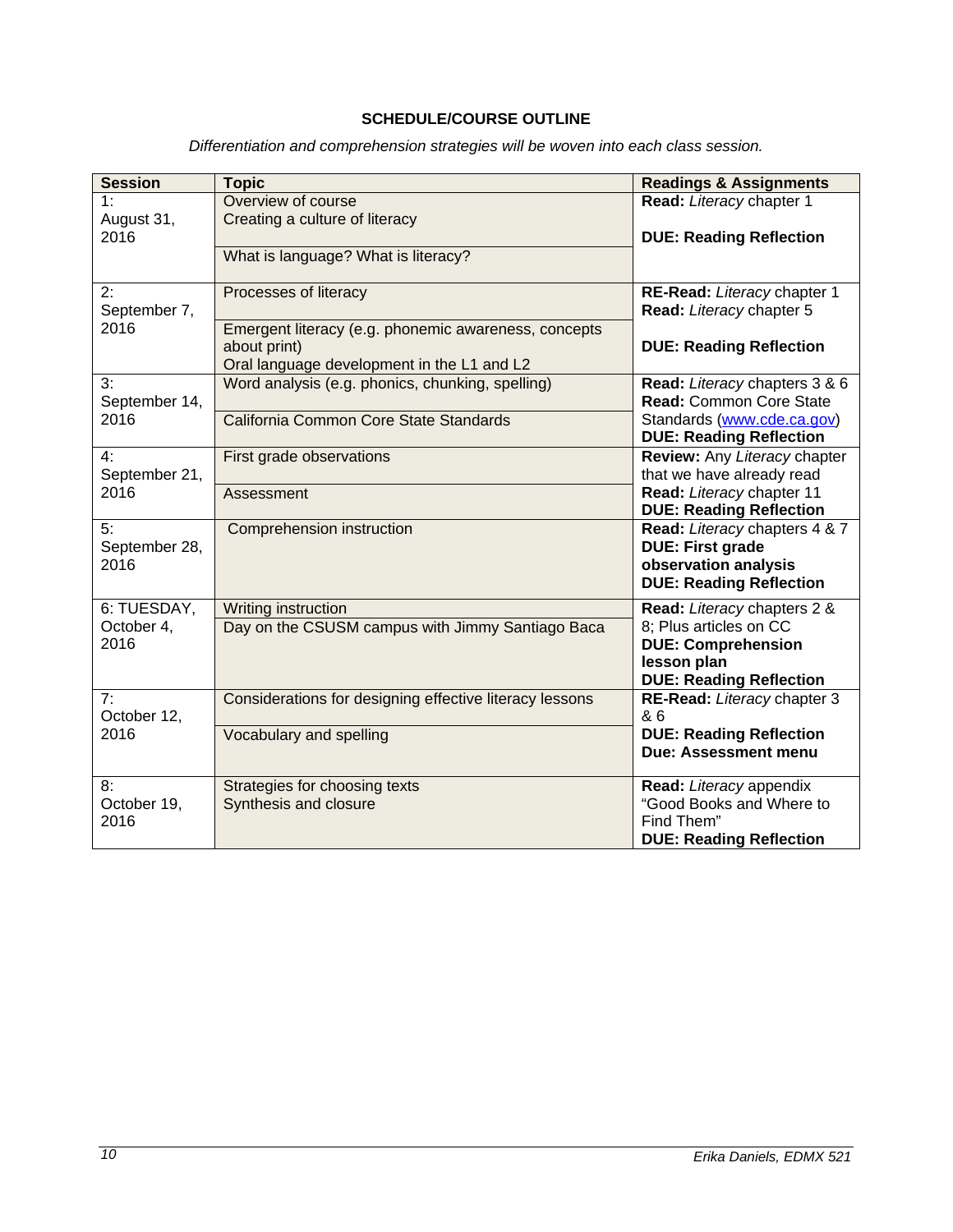**SCHEDULE/COURSE OUTLINE**

*Differentiation and comprehension strategies will be woven into each class session.*

| Session | Topic | Readings & Assignments |
|---|---|---|
| 1: August 31, 2016 | Overview of course<br>Creating a culture of literacy<br><br>What is language? What is literacy? | **Read:** *Literacy* chapter 1<br><br>**DUE: Reading Reflection** |
| 2: September 7, 2016 | Processes of literacy<br><br>Emergent literacy (e.g. phonemic awareness, concepts about print)<br>Oral language development in the L1 and L2 | **RE-Read:** *Literacy* chapter 1<br>**Read:** *Literacy* chapter 5<br><br>**DUE: Reading Reflection** |
| 3: September 14, 2016 | Word analysis (e.g. phonics, chunking, spelling)<br><br>California Common Core State Standards | **Read:** *Literacy* chapters 3 & 6<br>**Read:** Common Core State Standards (www.cde.ca.gov)<br>**DUE: Reading Reflection** |
| 4: September 21, 2016 | First grade observations<br><br>Assessment | **Review:** Any *Literacy* chapter that we have already read<br>**Read:** *Literacy* chapter 11<br>**DUE: Reading Reflection** |
| 5: September 28, 2016 | Comprehension instruction | **Read:** *Literacy* chapters 4 & 7<br>**DUE: First grade observation analysis**<br>**DUE: Reading Reflection** |
| 6: TUESDAY, October 4, 2016 | Writing instruction<br>Day on the CSUSM campus with Jimmy Santiago Baca | **Read:** *Literacy* chapters 2 & 8; Plus articles on CC<br>**DUE: Comprehension lesson plan**<br>**DUE: Reading Reflection** |
| 7: October 12, 2016 | Considerations for designing effective literacy lessons<br><br>Vocabulary and spelling | **RE-Read:** *Literacy* chapter 3 & 6<br>**DUE: Reading Reflection**<br>**Due: Assessment menu** |
| 8: October 19, 2016 | Strategies for choosing texts<br>Synthesis and closure | **Read:** *Literacy* appendix "Good Books and Where to Find Them"<br>**DUE: Reading Reflection** |